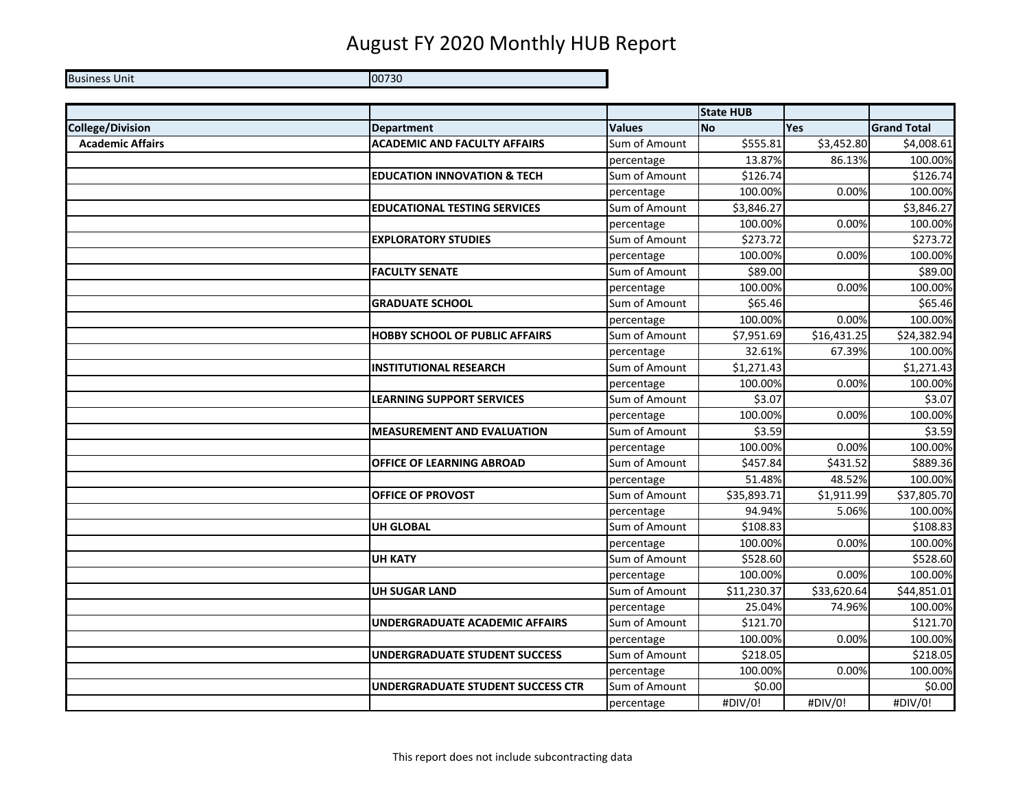# August FY 2020 Monthly HUB Report

| Business Unit | 00730 |
|---|---|

| | | | State HUB | | |
|---|---|---|---|---|---|
| **College/Division** | **Department** | **Values** | **No** | **Yes** | **Grand Total** |
| **Academic Affairs** | **ACADEMIC AND FACULTY AFFAIRS** | Sum of Amount | $555.81 | $3,452.80 | $4,008.61 |
| | | percentage | 13.87% | 86.13% | 100.00% |
| | **EDUCATION INNOVATION & TECH** | Sum of Amount | $126.74 | | $126.74 |
| | | percentage | 100.00% | 0.00% | 100.00% |
| | **EDUCATIONAL TESTING SERVICES** | Sum of Amount | $3,846.27 | | $3,846.27 |
| | | percentage | 100.00% | 0.00% | 100.00% |
| | **EXPLORATORY STUDIES** | Sum of Amount | $273.72 | | $273.72 |
| | | percentage | 100.00% | 0.00% | 100.00% |
| | **FACULTY SENATE** | Sum of Amount | $89.00 | | $89.00 |
| | | percentage | 100.00% | 0.00% | 100.00% |
| | **GRADUATE SCHOOL** | Sum of Amount | $65.46 | | $65.46 |
| | | percentage | 100.00% | 0.00% | 100.00% |
| | **HOBBY SCHOOL OF PUBLIC AFFAIRS** | Sum of Amount | $7,951.69 | $16,431.25 | $24,382.94 |
| | | percentage | 32.61% | 67.39% | 100.00% |
| | **INSTITUTIONAL RESEARCH** | Sum of Amount | $1,271.43 | | $1,271.43 |
| | | percentage | 100.00% | 0.00% | 100.00% |
| | **LEARNING SUPPORT SERVICES** | Sum of Amount | $3.07 | | $3.07 |
| | | percentage | 100.00% | 0.00% | 100.00% |
| | **MEASUREMENT AND EVALUATION** | Sum of Amount | $3.59 | | $3.59 |
| | | percentage | 100.00% | 0.00% | 100.00% |
| | **OFFICE OF LEARNING ABROAD** | Sum of Amount | $457.84 | $431.52 | $889.36 |
| | | percentage | 51.48% | 48.52% | 100.00% |
| | **OFFICE OF PROVOST** | Sum of Amount | $35,893.71 | $1,911.99 | $37,805.70 |
| | | percentage | 94.94% | 5.06% | 100.00% |
| | **UH GLOBAL** | Sum of Amount | $108.83 | | $108.83 |
| | | percentage | 100.00% | 0.00% | 100.00% |
| | **UH KATY** | Sum of Amount | $528.60 | | $528.60 |
| | | percentage | 100.00% | 0.00% | 100.00% |
| | **UH SUGAR LAND** | Sum of Amount | $11,230.37 | $33,620.64 | $44,851.01 |
| | | percentage | 25.04% | 74.96% | 100.00% |
| | **UNDERGRADUATE ACADEMIC AFFAIRS** | Sum of Amount | $121.70 | | $121.70 |
| | | percentage | 100.00% | 0.00% | 100.00% |
| | **UNDERGRADUATE STUDENT SUCCESS** | Sum of Amount | $218.05 | | $218.05 |
| | | percentage | 100.00% | 0.00% | 100.00% |
| | **UNDERGRADUATE STUDENT SUCCESS CTR** | Sum of Amount | $0.00 | | $0.00 |
| | | percentage | #DIV/0! | #DIV/0! | #DIV/0! |

This report does not include subcontracting data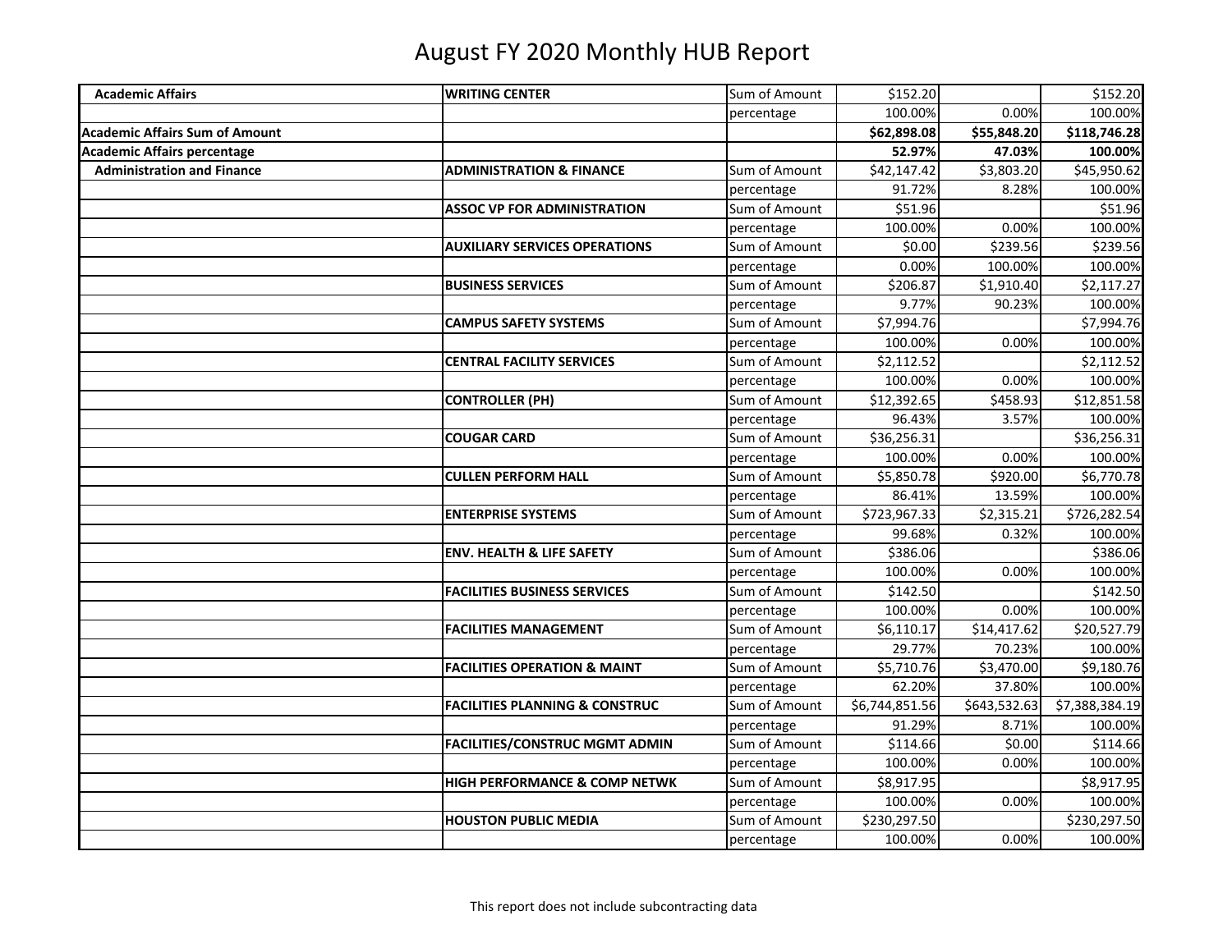# August FY 2020 Monthly HUB Report

| | | | | | |
|---|---|---|---|---|---|
| **Academic Affairs** | **WRITING CENTER** | Sum of Amount | $152.20 | | $152.20 |
| | | percentage | 100.00% | 0.00% | 100.00% |
| **Academic Affairs Sum of Amount** | | | **$62,898.08** | **$55,848.20** | **$118,746.28** |
| **Academic Affairs percentage** | | | **52.97%** | **47.03%** | **100.00%** |
| **Administration and Finance** | **ADMINISTRATION & FINANCE** | Sum of Amount | $42,147.42 | $3,803.20 | $45,950.62 |
| | | percentage | 91.72% | 8.28% | 100.00% |
| | **ASSOC VP FOR ADMINISTRATION** | Sum of Amount | $51.96 | | $51.96 |
| | | percentage | 100.00% | 0.00% | 100.00% |
| | **AUXILIARY SERVICES OPERATIONS** | Sum of Amount | $0.00 | $239.56 | $239.56 |
| | | percentage | 0.00% | 100.00% | 100.00% |
| | **BUSINESS SERVICES** | Sum of Amount | $206.87 | $1,910.40 | $2,117.27 |
| | | percentage | 9.77% | 90.23% | 100.00% |
| | **CAMPUS SAFETY SYSTEMS** | Sum of Amount | $7,994.76 | | $7,994.76 |
| | | percentage | 100.00% | 0.00% | 100.00% |
| | **CENTRAL FACILITY SERVICES** | Sum of Amount | $2,112.52 | | $2,112.52 |
| | | percentage | 100.00% | 0.00% | 100.00% |
| | **CONTROLLER (PH)** | Sum of Amount | $12,392.65 | $458.93 | $12,851.58 |
| | | percentage | 96.43% | 3.57% | 100.00% |
| | **COUGAR CARD** | Sum of Amount | $36,256.31 | | $36,256.31 |
| | | percentage | 100.00% | 0.00% | 100.00% |
| | **CULLEN PERFORM HALL** | Sum of Amount | $5,850.78 | $920.00 | $6,770.78 |
| | | percentage | 86.41% | 13.59% | 100.00% |
| | **ENTERPRISE SYSTEMS** | Sum of Amount | $723,967.33 | $2,315.21 | $726,282.54 |
| | | percentage | 99.68% | 0.32% | 100.00% |
| | **ENV. HEALTH & LIFE SAFETY** | Sum of Amount | $386.06 | | $386.06 |
| | | percentage | 100.00% | 0.00% | 100.00% |
| | **FACILITIES BUSINESS SERVICES** | Sum of Amount | $142.50 | | $142.50 |
| | | percentage | 100.00% | 0.00% | 100.00% |
| | **FACILITIES MANAGEMENT** | Sum of Amount | $6,110.17 | $14,417.62 | $20,527.79 |
| | | percentage | 29.77% | 70.23% | 100.00% |
| | **FACILITIES OPERATION & MAINT** | Sum of Amount | $5,710.76 | $3,470.00 | $9,180.76 |
| | | percentage | 62.20% | 37.80% | 100.00% |
| | **FACILITIES PLANNING & CONSTRUC** | Sum of Amount | $6,744,851.56 | $643,532.63 | $7,388,384.19 |
| | | percentage | 91.29% | 8.71% | 100.00% |
| | **FACILITIES/CONSTRUC MGMT ADMIN** | Sum of Amount | $114.66 | $0.00 | $114.66 |
| | | percentage | 100.00% | 0.00% | 100.00% |
| | **HIGH PERFORMANCE & COMP NETWK** | Sum of Amount | $8,917.95 | | $8,917.95 |
| | | percentage | 100.00% | 0.00% | 100.00% |
| | **HOUSTON PUBLIC MEDIA** | Sum of Amount | $230,297.50 | | $230,297.50 |
| | | percentage | 100.00% | 0.00% | 100.00% |

This report does not include subcontracting data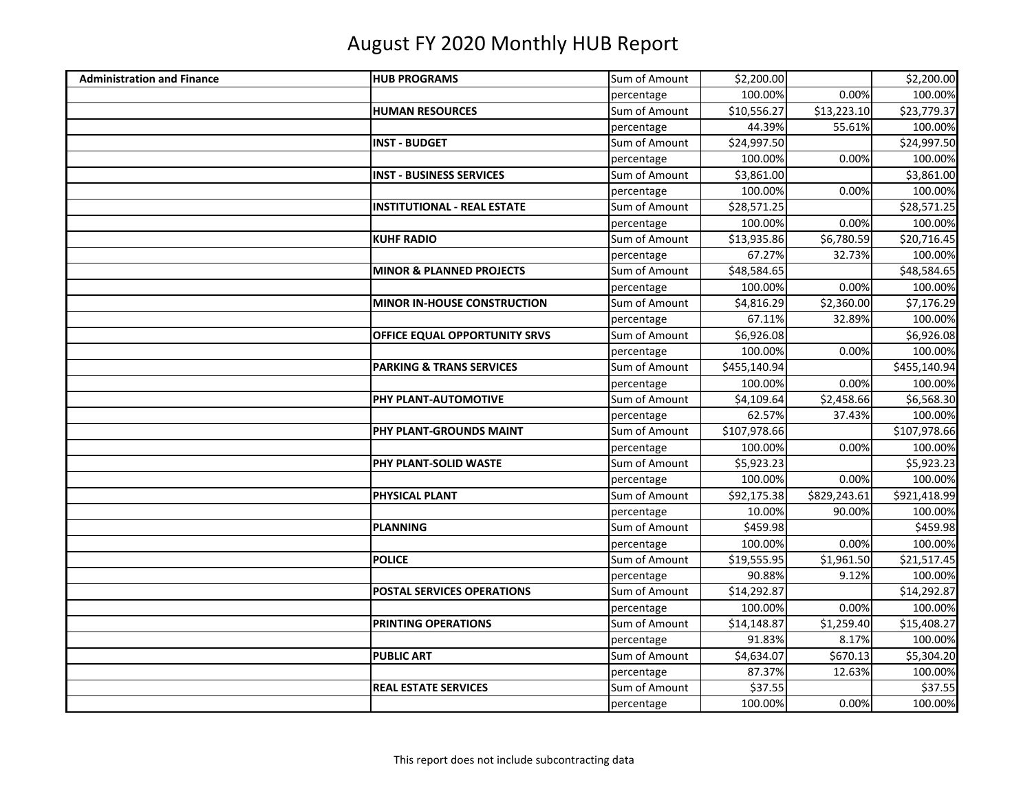# August FY 2020 Monthly HUB Report

| | | | | | |
|---|---|---|---|---|---|
| **Administration and Finance** | **HUB PROGRAMS** | Sum of Amount | $2,200.00 | | $2,200.00 |
| | | percentage | 100.00% | 0.00% | 100.00% |
| | **HUMAN RESOURCES** | Sum of Amount | $10,556.27 | $13,223.10 | $23,779.37 |
| | | percentage | 44.39% | 55.61% | 100.00% |
| | **INST - BUDGET** | Sum of Amount | $24,997.50 | | $24,997.50 |
| | | percentage | 100.00% | 0.00% | 100.00% |
| | **INST - BUSINESS SERVICES** | Sum of Amount | $3,861.00 | | $3,861.00 |
| | | percentage | 100.00% | 0.00% | 100.00% |
| | **INSTITUTIONAL - REAL ESTATE** | Sum of Amount | $28,571.25 | | $28,571.25 |
| | | percentage | 100.00% | 0.00% | 100.00% |
| | **KUHF RADIO** | Sum of Amount | $13,935.86 | $6,780.59 | $20,716.45 |
| | | percentage | 67.27% | 32.73% | 100.00% |
| | **MINOR & PLANNED PROJECTS** | Sum of Amount | $48,584.65 | | $48,584.65 |
| | | percentage | 100.00% | 0.00% | 100.00% |
| | **MINOR IN-HOUSE CONSTRUCTION** | Sum of Amount | $4,816.29 | $2,360.00 | $7,176.29 |
| | | percentage | 67.11% | 32.89% | 100.00% |
| | **OFFICE EQUAL OPPORTUNITY SRVS** | Sum of Amount | $6,926.08 | | $6,926.08 |
| | | percentage | 100.00% | 0.00% | 100.00% |
| | **PARKING & TRANS SERVICES** | Sum of Amount | $455,140.94 | | $455,140.94 |
| | | percentage | 100.00% | 0.00% | 100.00% |
| | **PHY PLANT-AUTOMOTIVE** | Sum of Amount | $4,109.64 | $2,458.66 | $6,568.30 |
| | | percentage | 62.57% | 37.43% | 100.00% |
| | **PHY PLANT-GROUNDS MAINT** | Sum of Amount | $107,978.66 | | $107,978.66 |
| | | percentage | 100.00% | 0.00% | 100.00% |
| | **PHY PLANT-SOLID WASTE** | Sum of Amount | $5,923.23 | | $5,923.23 |
| | | percentage | 100.00% | 0.00% | 100.00% |
| | **PHYSICAL PLANT** | Sum of Amount | $92,175.38 | $829,243.61 | $921,418.99 |
| | | percentage | 10.00% | 90.00% | 100.00% |
| | **PLANNING** | Sum of Amount | $459.98 | | $459.98 |
| | | percentage | 100.00% | 0.00% | 100.00% |
| | **POLICE** | Sum of Amount | $19,555.95 | $1,961.50 | $21,517.45 |
| | | percentage | 90.88% | 9.12% | 100.00% |
| | **POSTAL SERVICES OPERATIONS** | Sum of Amount | $14,292.87 | | $14,292.87 |
| | | percentage | 100.00% | 0.00% | 100.00% |
| | **PRINTING OPERATIONS** | Sum of Amount | $14,148.87 | $1,259.40 | $15,408.27 |
| | | percentage | 91.83% | 8.17% | 100.00% |
| | **PUBLIC ART** | Sum of Amount | $4,634.07 | $670.13 | $5,304.20 |
| | | percentage | 87.37% | 12.63% | 100.00% |
| | **REAL ESTATE SERVICES** | Sum of Amount | $37.55 | | $37.55 |
| | | percentage | 100.00% | 0.00% | 100.00% |

This report does not include subcontracting data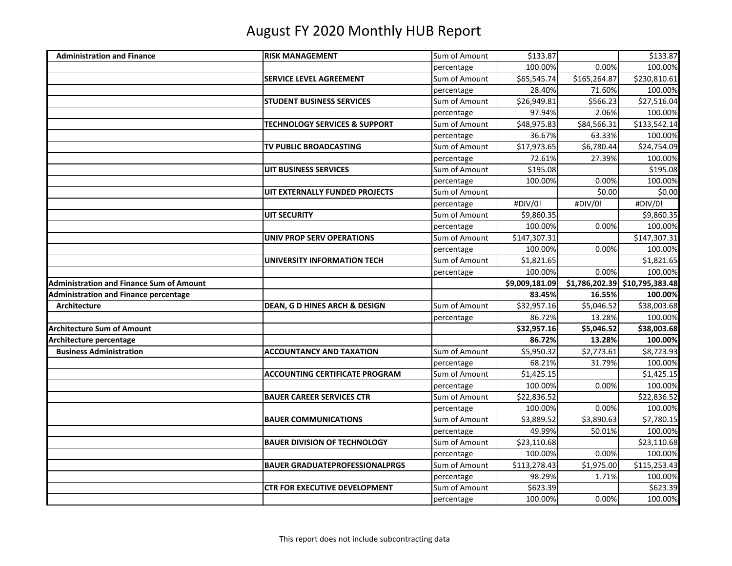# August FY 2020 Monthly HUB Report

| | | | | | |
|---|---|---|---|---|---|
| **Administration and Finance** | **RISK MANAGEMENT** | Sum of Amount | $133.87 | | $133.87 |
| | | percentage | 100.00% | 0.00% | 100.00% |
| | **SERVICE LEVEL AGREEMENT** | Sum of Amount | $65,545.74 | $165,264.87 | $230,810.61 |
| | | percentage | 28.40% | 71.60% | 100.00% |
| | **STUDENT BUSINESS SERVICES** | Sum of Amount | $26,949.81 | $566.23 | $27,516.04 |
| | | percentage | 97.94% | 2.06% | 100.00% |
| | **TECHNOLOGY SERVICES & SUPPORT** | Sum of Amount | $48,975.83 | $84,566.31 | $133,542.14 |
| | | percentage | 36.67% | 63.33% | 100.00% |
| | **TV PUBLIC BROADCASTING** | Sum of Amount | $17,973.65 | $6,780.44 | $24,754.09 |
| | | percentage | 72.61% | 27.39% | 100.00% |
| | **UIT BUSINESS SERVICES** | Sum of Amount | $195.08 | | $195.08 |
| | | percentage | 100.00% | 0.00% | 100.00% |
| | **UIT EXTERNALLY FUNDED PROJECTS** | Sum of Amount | | $0.00 | $0.00 |
| | | percentage | #DIV/0! | #DIV/0! | #DIV/0! |
| | **UIT SECURITY** | Sum of Amount | $9,860.35 | | $9,860.35 |
| | | percentage | 100.00% | 0.00% | 100.00% |
| | **UNIV PROP SERV OPERATIONS** | Sum of Amount | $147,307.31 | | $147,307.31 |
| | | percentage | 100.00% | 0.00% | 100.00% |
| | **UNIVERSITY INFORMATION TECH** | Sum of Amount | $1,821.65 | | $1,821.65 |
| | | percentage | 100.00% | 0.00% | 100.00% |
| **Administration and Finance Sum of Amount** | | | **$9,009,181.09** | **$1,786,202.39** | **$10,795,383.48** |
| **Administration and Finance percentage** | | | **83.45%** | **16.55%** | **100.00%** |
| **Architecture** | **DEAN, G D HINES ARCH & DESIGN** | Sum of Amount | $32,957.16 | $5,046.52 | $38,003.68 |
| | | percentage | 86.72% | 13.28% | 100.00% |
| **Architecture Sum of Amount** | | | **$32,957.16** | **$5,046.52** | **$38,003.68** |
| **Architecture percentage** | | | **86.72%** | **13.28%** | **100.00%** |
| **Business Administration** | **ACCOUNTANCY AND TAXATION** | Sum of Amount | $5,950.32 | $2,773.61 | $8,723.93 |
| | | percentage | 68.21% | 31.79% | 100.00% |
| | **ACCOUNTING CERTIFICATE PROGRAM** | Sum of Amount | $1,425.15 | | $1,425.15 |
| | | percentage | 100.00% | 0.00% | 100.00% |
| | **BAUER CAREER SERVICES CTR** | Sum of Amount | $22,836.52 | | $22,836.52 |
| | | percentage | 100.00% | 0.00% | 100.00% |
| | **BAUER COMMUNICATIONS** | Sum of Amount | $3,889.52 | $3,890.63 | $7,780.15 |
| | | percentage | 49.99% | 50.01% | 100.00% |
| | **BAUER DIVISION OF TECHNOLOGY** | Sum of Amount | $23,110.68 | | $23,110.68 |
| | | percentage | 100.00% | 0.00% | 100.00% |
| | **BAUER GRADUATEPROFESSIONALPRGS** | Sum of Amount | $113,278.43 | $1,975.00 | $115,253.43 |
| | | percentage | 98.29% | 1.71% | 100.00% |
| | **CTR FOR EXECUTIVE DEVELOPMENT** | Sum of Amount | $623.39 | | $623.39 |
| | | percentage | 100.00% | 0.00% | 100.00% |

This report does not include subcontracting data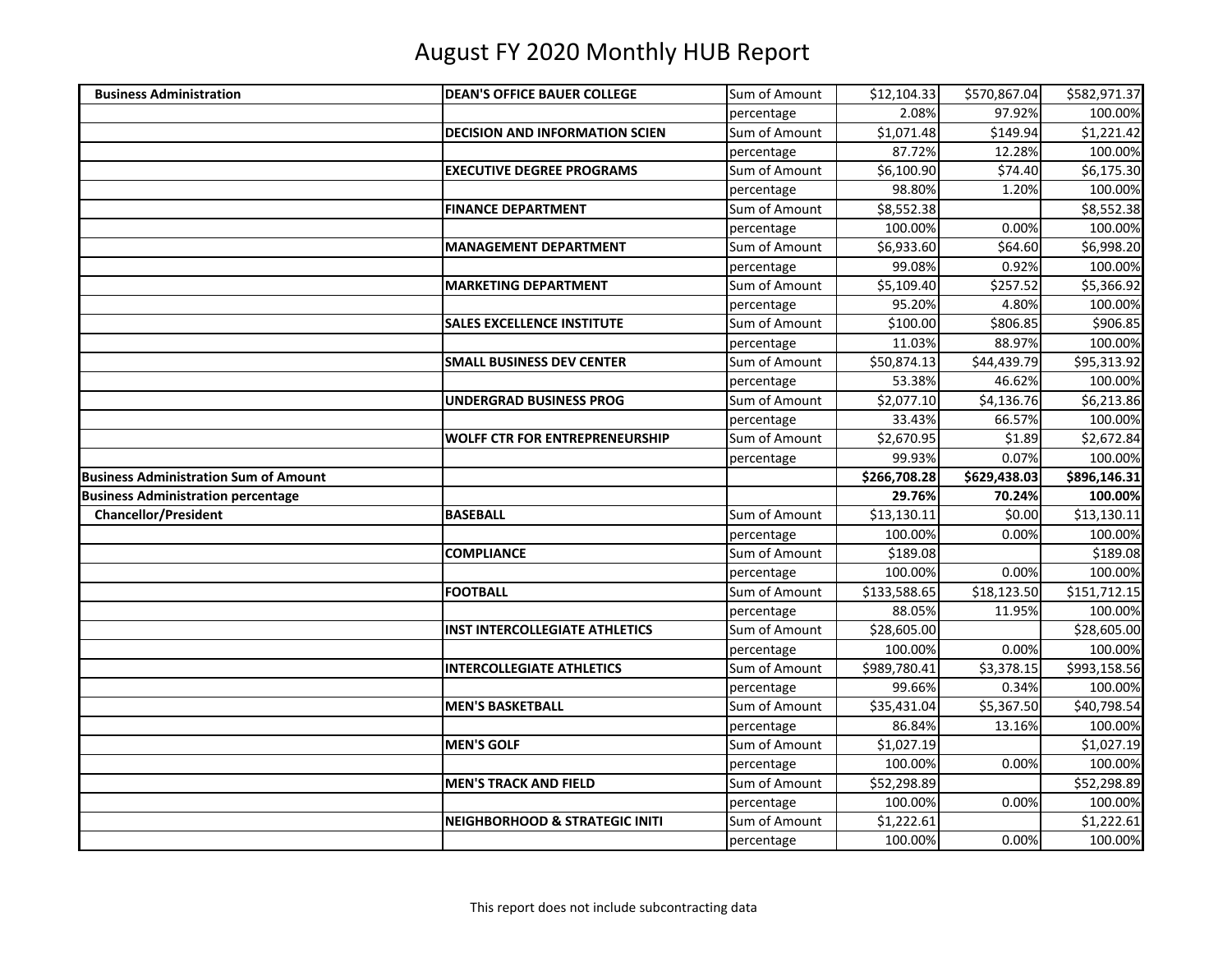# August FY 2020 Monthly HUB Report

| | | | | | |
|---|---|---|---|---|---|
| **Business Administration** | **DEAN'S OFFICE BAUER COLLEGE** | Sum of Amount | $12,104.33 | $570,867.04 | $582,971.37 |
| | | percentage | 2.08% | 97.92% | 100.00% |
| | **DECISION AND INFORMATION SCIEN** | Sum of Amount | $1,071.48 | $149.94 | $1,221.42 |
| | | percentage | 87.72% | 12.28% | 100.00% |
| | **EXECUTIVE DEGREE PROGRAMS** | Sum of Amount | $6,100.90 | $74.40 | $6,175.30 |
| | | percentage | 98.80% | 1.20% | 100.00% |
| | **FINANCE DEPARTMENT** | Sum of Amount | $8,552.38 | | $8,552.38 |
| | | percentage | 100.00% | 0.00% | 100.00% |
| | **MANAGEMENT DEPARTMENT** | Sum of Amount | $6,933.60 | $64.60 | $6,998.20 |
| | | percentage | 99.08% | 0.92% | 100.00% |
| | **MARKETING DEPARTMENT** | Sum of Amount | $5,109.40 | $257.52 | $5,366.92 |
| | | percentage | 95.20% | 4.80% | 100.00% |
| | **SALES EXCELLENCE INSTITUTE** | Sum of Amount | $100.00 | $806.85 | $906.85 |
| | | percentage | 11.03% | 88.97% | 100.00% |
| | **SMALL BUSINESS DEV CENTER** | Sum of Amount | $50,874.13 | $44,439.79 | $95,313.92 |
| | | percentage | 53.38% | 46.62% | 100.00% |
| | **UNDERGRAD BUSINESS PROG** | Sum of Amount | $2,077.10 | $4,136.76 | $6,213.86 |
| | | percentage | 33.43% | 66.57% | 100.00% |
| | **WOLFF CTR FOR ENTREPRENEURSHIP** | Sum of Amount | $2,670.95 | $1.89 | $2,672.84 |
| | | percentage | 99.93% | 0.07% | 100.00% |
| **Business Administration Sum of Amount** | | | **$266,708.28** | **$629,438.03** | **$896,146.31** |
| **Business Administration percentage** | | | **29.76%** | **70.24%** | **100.00%** |
| **Chancellor/President** | **BASEBALL** | Sum of Amount | $13,130.11 | $0.00 | $13,130.11 |
| | | percentage | 100.00% | 0.00% | 100.00% |
| | **COMPLIANCE** | Sum of Amount | $189.08 | | $189.08 |
| | | percentage | 100.00% | 0.00% | 100.00% |
| | **FOOTBALL** | Sum of Amount | $133,588.65 | $18,123.50 | $151,712.15 |
| | | percentage | 88.05% | 11.95% | 100.00% |
| | **INST INTERCOLLEGIATE ATHLETICS** | Sum of Amount | $28,605.00 | | $28,605.00 |
| | | percentage | 100.00% | 0.00% | 100.00% |
| | **INTERCOLLEGIATE ATHLETICS** | Sum of Amount | $989,780.41 | $3,378.15 | $993,158.56 |
| | | percentage | 99.66% | 0.34% | 100.00% |
| | **MEN'S BASKETBALL** | Sum of Amount | $35,431.04 | $5,367.50 | $40,798.54 |
| | | percentage | 86.84% | 13.16% | 100.00% |
| | **MEN'S GOLF** | Sum of Amount | $1,027.19 | | $1,027.19 |
| | | percentage | 100.00% | 0.00% | 100.00% |
| | **MEN'S TRACK AND FIELD** | Sum of Amount | $52,298.89 | | $52,298.89 |
| | | percentage | 100.00% | 0.00% | 100.00% |
| | **NEIGHBORHOOD & STRATEGIC INITI** | Sum of Amount | $1,222.61 | | $1,222.61 |
| | | percentage | 100.00% | 0.00% | 100.00% |

This report does not include subcontracting data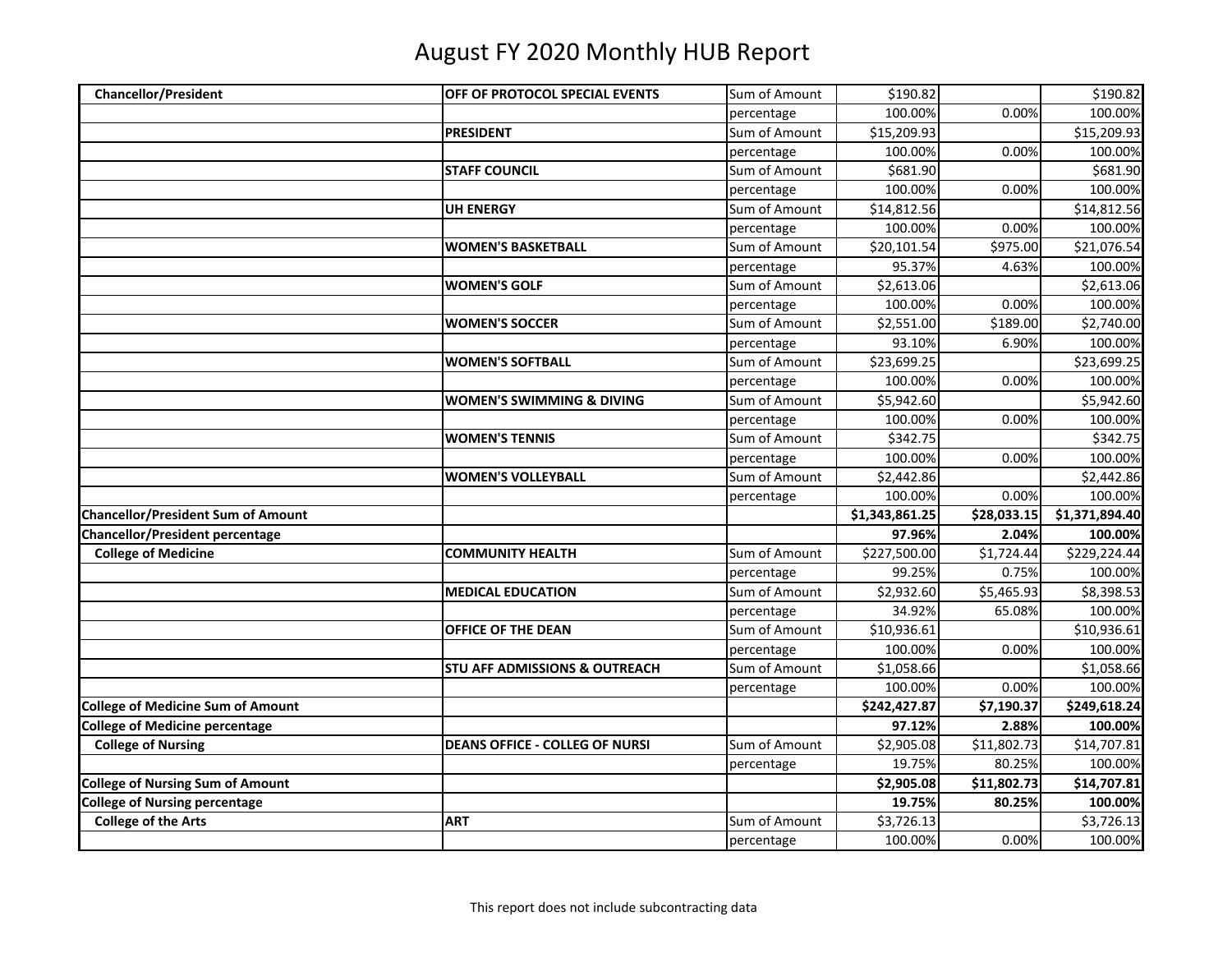# August FY 2020 Monthly HUB Report

| | | | | | |
|---|---|---|---|---|---|
| **Chancellor/President** | **OFF OF PROTOCOL SPECIAL EVENTS** | Sum of Amount | $190.82 | | $190.82 |
| | | percentage | 100.00% | 0.00% | 100.00% |
| | **PRESIDENT** | Sum of Amount | $15,209.93 | | $15,209.93 |
| | | percentage | 100.00% | 0.00% | 100.00% |
| | **STAFF COUNCIL** | Sum of Amount | $681.90 | | $681.90 |
| | | percentage | 100.00% | 0.00% | 100.00% |
| | **UH ENERGY** | Sum of Amount | $14,812.56 | | $14,812.56 |
| | | percentage | 100.00% | 0.00% | 100.00% |
| | **WOMEN'S BASKETBALL** | Sum of Amount | $20,101.54 | $975.00 | $21,076.54 |
| | | percentage | 95.37% | 4.63% | 100.00% |
| | **WOMEN'S GOLF** | Sum of Amount | $2,613.06 | | $2,613.06 |
| | | percentage | 100.00% | 0.00% | 100.00% |
| | **WOMEN'S SOCCER** | Sum of Amount | $2,551.00 | $189.00 | $2,740.00 |
| | | percentage | 93.10% | 6.90% | 100.00% |
| | **WOMEN'S SOFTBALL** | Sum of Amount | $23,699.25 | | $23,699.25 |
| | | percentage | 100.00% | 0.00% | 100.00% |
| | **WOMEN'S SWIMMING & DIVING** | Sum of Amount | $5,942.60 | | $5,942.60 |
| | | percentage | 100.00% | 0.00% | 100.00% |
| | **WOMEN'S TENNIS** | Sum of Amount | $342.75 | | $342.75 |
| | | percentage | 100.00% | 0.00% | 100.00% |
| | **WOMEN'S VOLLEYBALL** | Sum of Amount | $2,442.86 | | $2,442.86 |
| | | percentage | 100.00% | 0.00% | 100.00% |
| **Chancellor/President Sum of Amount** | | | **$1,343,861.25** | **$28,033.15** | **$1,371,894.40** |
| **Chancellor/President percentage** | | | **97.96%** | **2.04%** | **100.00%** |
| **College of Medicine** | **COMMUNITY HEALTH** | Sum of Amount | $227,500.00 | $1,724.44 | $229,224.44 |
| | | percentage | 99.25% | 0.75% | 100.00% |
| | **MEDICAL EDUCATION** | Sum of Amount | $2,932.60 | $5,465.93 | $8,398.53 |
| | | percentage | 34.92% | 65.08% | 100.00% |
| | **OFFICE OF THE DEAN** | Sum of Amount | $10,936.61 | | $10,936.61 |
| | | percentage | 100.00% | 0.00% | 100.00% |
| | **STU AFF ADMISSIONS & OUTREACH** | Sum of Amount | $1,058.66 | | $1,058.66 |
| | | percentage | 100.00% | 0.00% | 100.00% |
| **College of Medicine Sum of Amount** | | | **$242,427.87** | **$7,190.37** | **$249,618.24** |
| **College of Medicine percentage** | | | **97.12%** | **2.88%** | **100.00%** |
| **College of Nursing** | **DEANS OFFICE - COLLEG OF NURSI** | Sum of Amount | $2,905.08 | $11,802.73 | $14,707.81 |
| | | percentage | 19.75% | 80.25% | 100.00% |
| **College of Nursing Sum of Amount** | | | **$2,905.08** | **$11,802.73** | **$14,707.81** |
| **College of Nursing percentage** | | | **19.75%** | **80.25%** | **100.00%** |
| **College of the Arts** | **ART** | Sum of Amount | $3,726.13 | | $3,726.13 |
| | | percentage | 100.00% | 0.00% | 100.00% |

This report does not include subcontracting data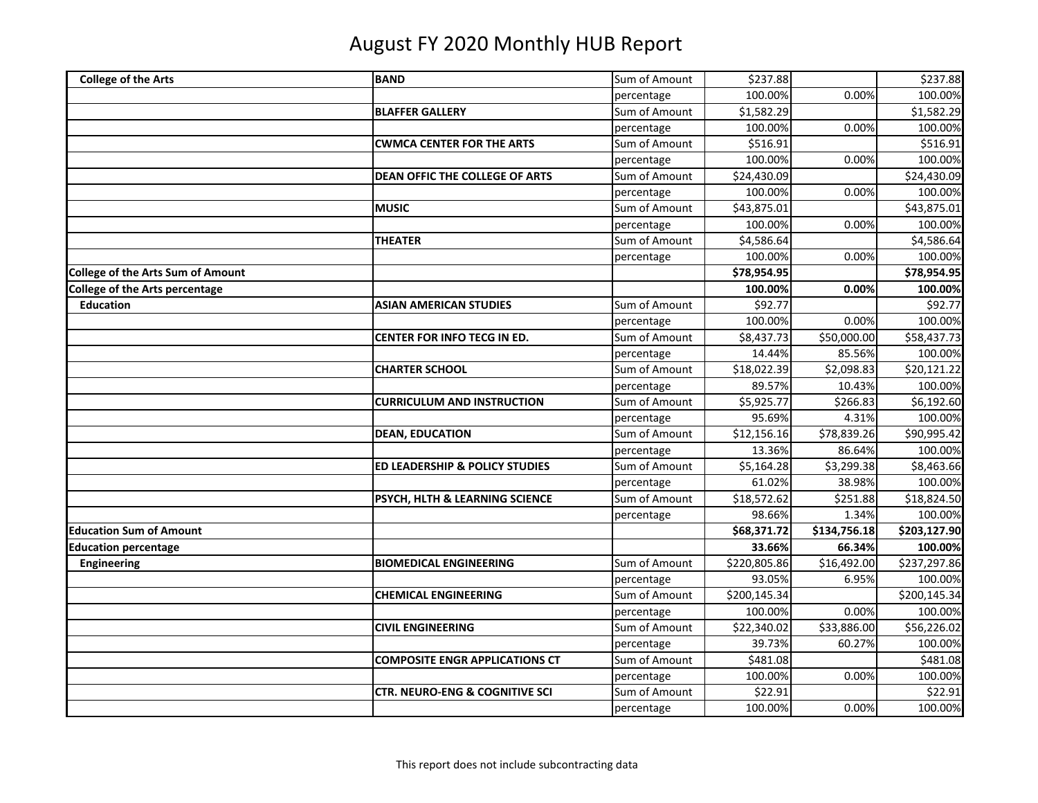# August FY 2020 Monthly HUB Report

| | | | | | |
|---|---|---|---|---|---|
| **College of the Arts** | **BAND** | Sum of Amount | $237.88 | | $237.88 |
| | | percentage | 100.00% | 0.00% | 100.00% |
| | **BLAFFER GALLERY** | Sum of Amount | $1,582.29 | | $1,582.29 |
| | | percentage | 100.00% | 0.00% | 100.00% |
| | **CWMCA CENTER FOR THE ARTS** | Sum of Amount | $516.91 | | $516.91 |
| | | percentage | 100.00% | 0.00% | 100.00% |
| | **DEAN OFFIC THE COLLEGE OF ARTS** | Sum of Amount | $24,430.09 | | $24,430.09 |
| | | percentage | 100.00% | 0.00% | 100.00% |
| | **MUSIC** | Sum of Amount | $43,875.01 | | $43,875.01 |
| | | percentage | 100.00% | 0.00% | 100.00% |
| | **THEATER** | Sum of Amount | $4,586.64 | | $4,586.64 |
| | | percentage | 100.00% | 0.00% | 100.00% |
| **College of the Arts Sum of Amount** | | | **$78,954.95** | | **$78,954.95** |
| **College of the Arts percentage** | | | **100.00%** | **0.00%** | **100.00%** |
| **Education** | **ASIAN AMERICAN STUDIES** | Sum of Amount | $92.77 | | $92.77 |
| | | percentage | 100.00% | 0.00% | 100.00% |
| | **CENTER FOR INFO TECG IN ED.** | Sum of Amount | $8,437.73 | $50,000.00 | $58,437.73 |
| | | percentage | 14.44% | 85.56% | 100.00% |
| | **CHARTER SCHOOL** | Sum of Amount | $18,022.39 | $2,098.83 | $20,121.22 |
| | | percentage | 89.57% | 10.43% | 100.00% |
| | **CURRICULUM AND INSTRUCTION** | Sum of Amount | $5,925.77 | $266.83 | $6,192.60 |
| | | percentage | 95.69% | 4.31% | 100.00% |
| | **DEAN, EDUCATION** | Sum of Amount | $12,156.16 | $78,839.26 | $90,995.42 |
| | | percentage | 13.36% | 86.64% | 100.00% |
| | **ED LEADERSHIP & POLICY STUDIES** | Sum of Amount | $5,164.28 | $3,299.38 | $8,463.66 |
| | | percentage | 61.02% | 38.98% | 100.00% |
| | **PSYCH, HLTH & LEARNING SCIENCE** | Sum of Amount | $18,572.62 | $251.88 | $18,824.50 |
| | | percentage | 98.66% | 1.34% | 100.00% |
| **Education Sum of Amount** | | | **$68,371.72** | **$134,756.18** | **$203,127.90** |
| **Education percentage** | | | **33.66%** | **66.34%** | **100.00%** |
| **Engineering** | **BIOMEDICAL ENGINEERING** | Sum of Amount | $220,805.86 | $16,492.00 | $237,297.86 |
| | | percentage | 93.05% | 6.95% | 100.00% |
| | **CHEMICAL ENGINEERING** | Sum of Amount | $200,145.34 | | $200,145.34 |
| | | percentage | 100.00% | 0.00% | 100.00% |
| | **CIVIL ENGINEERING** | Sum of Amount | $22,340.02 | $33,886.00 | $56,226.02 |
| | | percentage | 39.73% | 60.27% | 100.00% |
| | **COMPOSITE ENGR APPLICATIONS CT** | Sum of Amount | $481.08 | | $481.08 |
| | | percentage | 100.00% | 0.00% | 100.00% |
| | **CTR. NEURO-ENG & COGNITIVE SCI** | Sum of Amount | $22.91 | | $22.91 |
| | | percentage | 100.00% | 0.00% | 100.00% |

This report does not include subcontracting data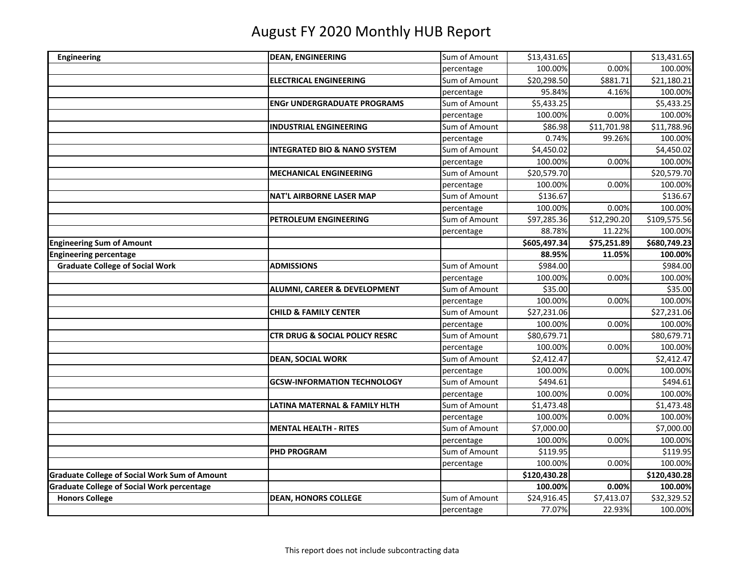# August FY 2020 Monthly HUB Report

| | | | | | |
|---|---|---|---|---|---|
| **Engineering** | **DEAN, ENGINEERING** | Sum of Amount | $13,431.65 | | $13,431.65 |
| | | percentage | 100.00% | 0.00% | 100.00% |
| | **ELECTRICAL ENGINEERING** | Sum of Amount | $20,298.50 | $881.71 | $21,180.21 |
| | | percentage | 95.84% | 4.16% | 100.00% |
| | **ENGr UNDERGRADUATE PROGRAMS** | Sum of Amount | $5,433.25 | | $5,433.25 |
| | | percentage | 100.00% | 0.00% | 100.00% |
| | **INDUSTRIAL ENGINEERING** | Sum of Amount | $86.98 | $11,701.98 | $11,788.96 |
| | | percentage | 0.74% | 99.26% | 100.00% |
| | **INTEGRATED BIO & NANO SYSTEM** | Sum of Amount | $4,450.02 | | $4,450.02 |
| | | percentage | 100.00% | 0.00% | 100.00% |
| | **MECHANICAL ENGINEERING** | Sum of Amount | $20,579.70 | | $20,579.70 |
| | | percentage | 100.00% | 0.00% | 100.00% |
| | **NAT'L AIRBORNE LASER MAP** | Sum of Amount | $136.67 | | $136.67 |
| | | percentage | 100.00% | 0.00% | 100.00% |
| | **PETROLEUM ENGINEERING** | Sum of Amount | $97,285.36 | $12,290.20 | $109,575.56 |
| | | percentage | 88.78% | 11.22% | 100.00% |
| **Engineering Sum of Amount** | | | **$605,497.34** | **$75,251.89** | **$680,749.23** |
| **Engineering percentage** | | | **88.95%** | **11.05%** | **100.00%** |
| **Graduate College of Social Work** | **ADMISSIONS** | Sum of Amount | $984.00 | | $984.00 |
| | | percentage | 100.00% | 0.00% | 100.00% |
| | **ALUMNI, CAREER & DEVELOPMENT** | Sum of Amount | $35.00 | | $35.00 |
| | | percentage | 100.00% | 0.00% | 100.00% |
| | **CHILD & FAMILY CENTER** | Sum of Amount | $27,231.06 | | $27,231.06 |
| | | percentage | 100.00% | 0.00% | 100.00% |
| | **CTR DRUG & SOCIAL POLICY RESRC** | Sum of Amount | $80,679.71 | | $80,679.71 |
| | | percentage | 100.00% | 0.00% | 100.00% |
| | **DEAN, SOCIAL WORK** | Sum of Amount | $2,412.47 | | $2,412.47 |
| | | percentage | 100.00% | 0.00% | 100.00% |
| | **GCSW-INFORMATION TECHNOLOGY** | Sum of Amount | $494.61 | | $494.61 |
| | | percentage | 100.00% | 0.00% | 100.00% |
| | **LATINA MATERNAL & FAMILY HLTH** | Sum of Amount | $1,473.48 | | $1,473.48 |
| | | percentage | 100.00% | 0.00% | 100.00% |
| | **MENTAL HEALTH - RITES** | Sum of Amount | $7,000.00 | | $7,000.00 |
| | | percentage | 100.00% | 0.00% | 100.00% |
| | **PHD PROGRAM** | Sum of Amount | $119.95 | | $119.95 |
| | | percentage | 100.00% | 0.00% | 100.00% |
| **Graduate College of Social Work Sum of Amount** | | | **$120,430.28** | | **$120,430.28** |
| **Graduate College of Social Work percentage** | | | **100.00%** | **0.00%** | **100.00%** |
| **Honors College** | **DEAN, HONORS COLLEGE** | Sum of Amount | $24,916.45 | $7,413.07 | $32,329.52 |
| | | percentage | 77.07% | 22.93% | 100.00% |

This report does not include subcontracting data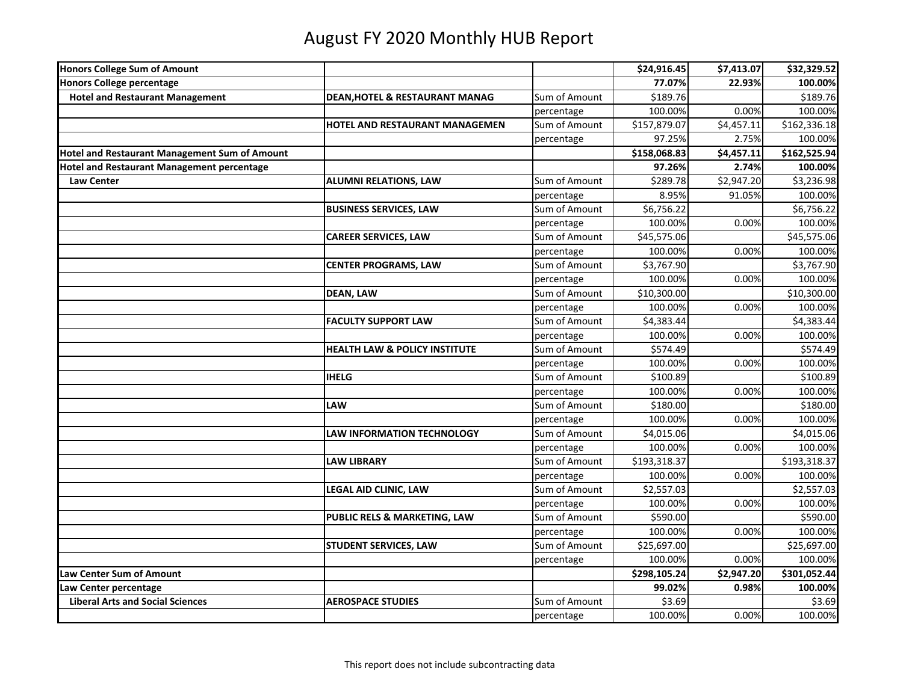# August FY 2020 Monthly HUB Report

| | | | | | |
|---|---|---|---|---|---|
| **Honors College Sum of Amount** | | | **$24,916.45** | **$7,413.07** | **$32,329.52** |
| **Honors College percentage** | | | **77.07%** | **22.93%** | **100.00%** |
| **Hotel and Restaurant Management** | **DEAN,HOTEL & RESTAURANT MANAG** | Sum of Amount | $189.76 | | $189.76 |
| | | percentage | 100.00% | 0.00% | 100.00% |
| | **HOTEL AND RESTAURANT MANAGEMEN** | Sum of Amount | $157,879.07 | $4,457.11 | $162,336.18 |
| | | percentage | 97.25% | 2.75% | 100.00% |
| **Hotel and Restaurant Management Sum of Amount** | | | **$158,068.83** | **$4,457.11** | **$162,525.94** |
| **Hotel and Restaurant Management percentage** | | | **97.26%** | **2.74%** | **100.00%** |
| **Law Center** | **ALUMNI RELATIONS, LAW** | Sum of Amount | $289.78 | $2,947.20 | $3,236.98 |
| | | percentage | 8.95% | 91.05% | 100.00% |
| | **BUSINESS SERVICES, LAW** | Sum of Amount | $6,756.22 | | $6,756.22 |
| | | percentage | 100.00% | 0.00% | 100.00% |
| | **CAREER SERVICES, LAW** | Sum of Amount | $45,575.06 | | $45,575.06 |
| | | percentage | 100.00% | 0.00% | 100.00% |
| | **CENTER PROGRAMS, LAW** | Sum of Amount | $3,767.90 | | $3,767.90 |
| | | percentage | 100.00% | 0.00% | 100.00% |
| | **DEAN, LAW** | Sum of Amount | $10,300.00 | | $10,300.00 |
| | | percentage | 100.00% | 0.00% | 100.00% |
| | **FACULTY SUPPORT LAW** | Sum of Amount | $4,383.44 | | $4,383.44 |
| | | percentage | 100.00% | 0.00% | 100.00% |
| | **HEALTH LAW & POLICY INSTITUTE** | Sum of Amount | $574.49 | | $574.49 |
| | | percentage | 100.00% | 0.00% | 100.00% |
| | **IHELG** | Sum of Amount | $100.89 | | $100.89 |
| | | percentage | 100.00% | 0.00% | 100.00% |
| | **LAW** | Sum of Amount | $180.00 | | $180.00 |
| | | percentage | 100.00% | 0.00% | 100.00% |
| | **LAW INFORMATION TECHNOLOGY** | Sum of Amount | $4,015.06 | | $4,015.06 |
| | | percentage | 100.00% | 0.00% | 100.00% |
| | **LAW LIBRARY** | Sum of Amount | $193,318.37 | | $193,318.37 |
| | | percentage | 100.00% | 0.00% | 100.00% |
| | **LEGAL AID CLINIC, LAW** | Sum of Amount | $2,557.03 | | $2,557.03 |
| | | percentage | 100.00% | 0.00% | 100.00% |
| | **PUBLIC RELS & MARKETING, LAW** | Sum of Amount | $590.00 | | $590.00 |
| | | percentage | 100.00% | 0.00% | 100.00% |
| | **STUDENT SERVICES, LAW** | Sum of Amount | $25,697.00 | | $25,697.00 |
| | | percentage | 100.00% | 0.00% | 100.00% |
| **Law Center Sum of Amount** | | | **$298,105.24** | **$2,947.20** | **$301,052.44** |
| **Law Center percentage** | | | **99.02%** | **0.98%** | **100.00%** |
| **Liberal Arts and Social Sciences** | **AEROSPACE STUDIES** | Sum of Amount | $3.69 | | $3.69 |
| | | percentage | 100.00% | 0.00% | 100.00% |

This report does not include subcontracting data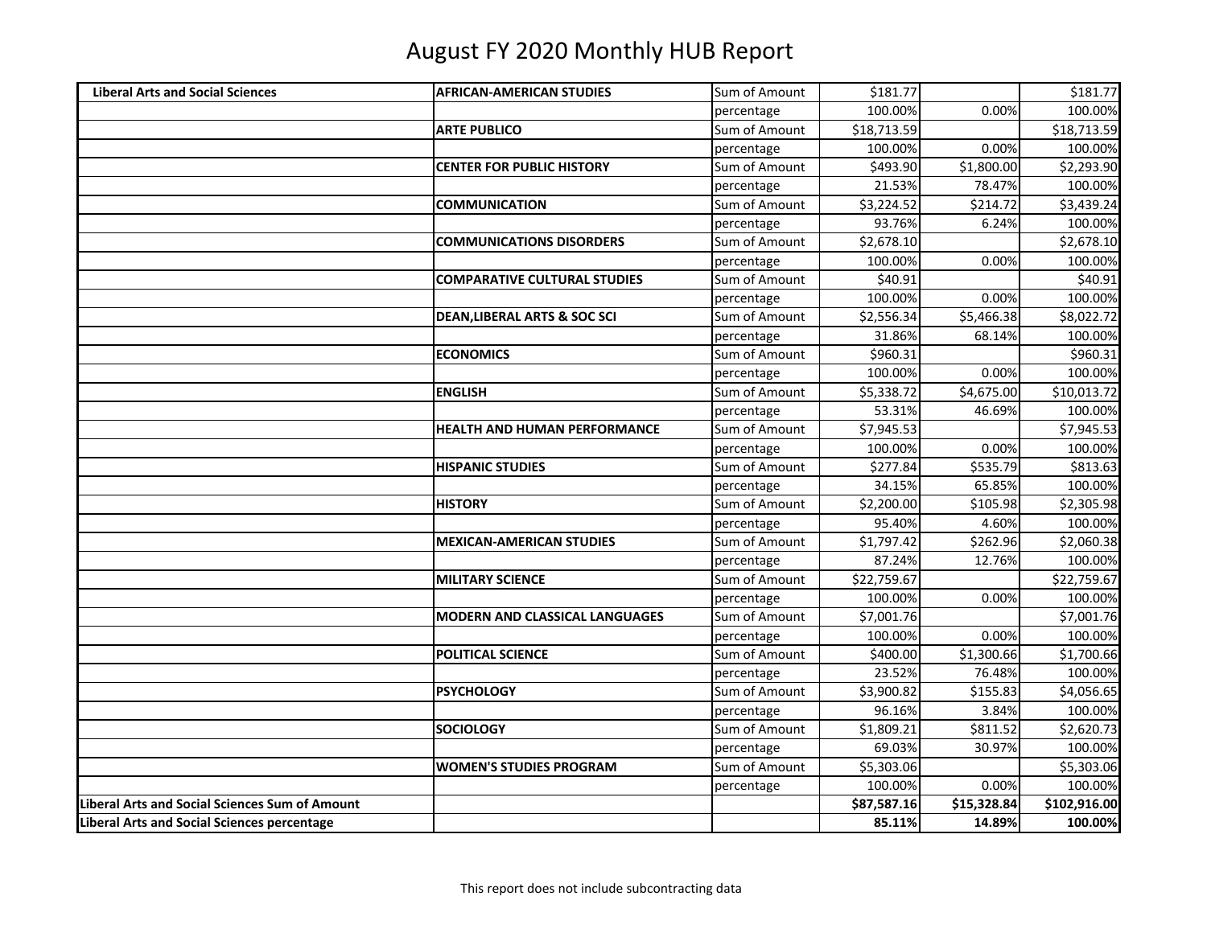# August FY 2020 Monthly HUB Report

| | | | | | |
|---|---|---|---|---|---|
| **Liberal Arts and Social Sciences** | **AFRICAN-AMERICAN STUDIES** | Sum of Amount | $181.77 | | $181.77 |
| | | percentage | 100.00% | 0.00% | 100.00% |
| | **ARTE PUBLICO** | Sum of Amount | $18,713.59 | | $18,713.59 |
| | | percentage | 100.00% | 0.00% | 100.00% |
| | **CENTER FOR PUBLIC HISTORY** | Sum of Amount | $493.90 | $1,800.00 | $2,293.90 |
| | | percentage | 21.53% | 78.47% | 100.00% |
| | **COMMUNICATION** | Sum of Amount | $3,224.52 | $214.72 | $3,439.24 |
| | | percentage | 93.76% | 6.24% | 100.00% |
| | **COMMUNICATIONS DISORDERS** | Sum of Amount | $2,678.10 | | $2,678.10 |
| | | percentage | 100.00% | 0.00% | 100.00% |
| | **COMPARATIVE CULTURAL STUDIES** | Sum of Amount | $40.91 | | $40.91 |
| | | percentage | 100.00% | 0.00% | 100.00% |
| | **DEAN,LIBERAL ARTS & SOC SCI** | Sum of Amount | $2,556.34 | $5,466.38 | $8,022.72 |
| | | percentage | 31.86% | 68.14% | 100.00% |
| | **ECONOMICS** | Sum of Amount | $960.31 | | $960.31 |
| | | percentage | 100.00% | 0.00% | 100.00% |
| | **ENGLISH** | Sum of Amount | $5,338.72 | $4,675.00 | $10,013.72 |
| | | percentage | 53.31% | 46.69% | 100.00% |
| | **HEALTH AND HUMAN PERFORMANCE** | Sum of Amount | $7,945.53 | | $7,945.53 |
| | | percentage | 100.00% | 0.00% | 100.00% |
| | **HISPANIC STUDIES** | Sum of Amount | $277.84 | $535.79 | $813.63 |
| | | percentage | 34.15% | 65.85% | 100.00% |
| | **HISTORY** | Sum of Amount | $2,200.00 | $105.98 | $2,305.98 |
| | | percentage | 95.40% | 4.60% | 100.00% |
| | **MEXICAN-AMERICAN STUDIES** | Sum of Amount | $1,797.42 | $262.96 | $2,060.38 |
| | | percentage | 87.24% | 12.76% | 100.00% |
| | **MILITARY SCIENCE** | Sum of Amount | $22,759.67 | | $22,759.67 |
| | | percentage | 100.00% | 0.00% | 100.00% |
| | **MODERN AND CLASSICAL LANGUAGES** | Sum of Amount | $7,001.76 | | $7,001.76 |
| | | percentage | 100.00% | 0.00% | 100.00% |
| | **POLITICAL SCIENCE** | Sum of Amount | $400.00 | $1,300.66 | $1,700.66 |
| | | percentage | 23.52% | 76.48% | 100.00% |
| | **PSYCHOLOGY** | Sum of Amount | $3,900.82 | $155.83 | $4,056.65 |
| | | percentage | 96.16% | 3.84% | 100.00% |
| | **SOCIOLOGY** | Sum of Amount | $1,809.21 | $811.52 | $2,620.73 |
| | | percentage | 69.03% | 30.97% | 100.00% |
| | **WOMEN'S STUDIES PROGRAM** | Sum of Amount | $5,303.06 | | $5,303.06 |
| | | percentage | 100.00% | 0.00% | 100.00% |
| **Liberal Arts and Social Sciences Sum of Amount** | | | **$87,587.16** | **$15,328.84** | **$102,916.00** |
| **Liberal Arts and Social Sciences percentage** | | | **85.11%** | **14.89%** | **100.00%** |

This report does not include subcontracting data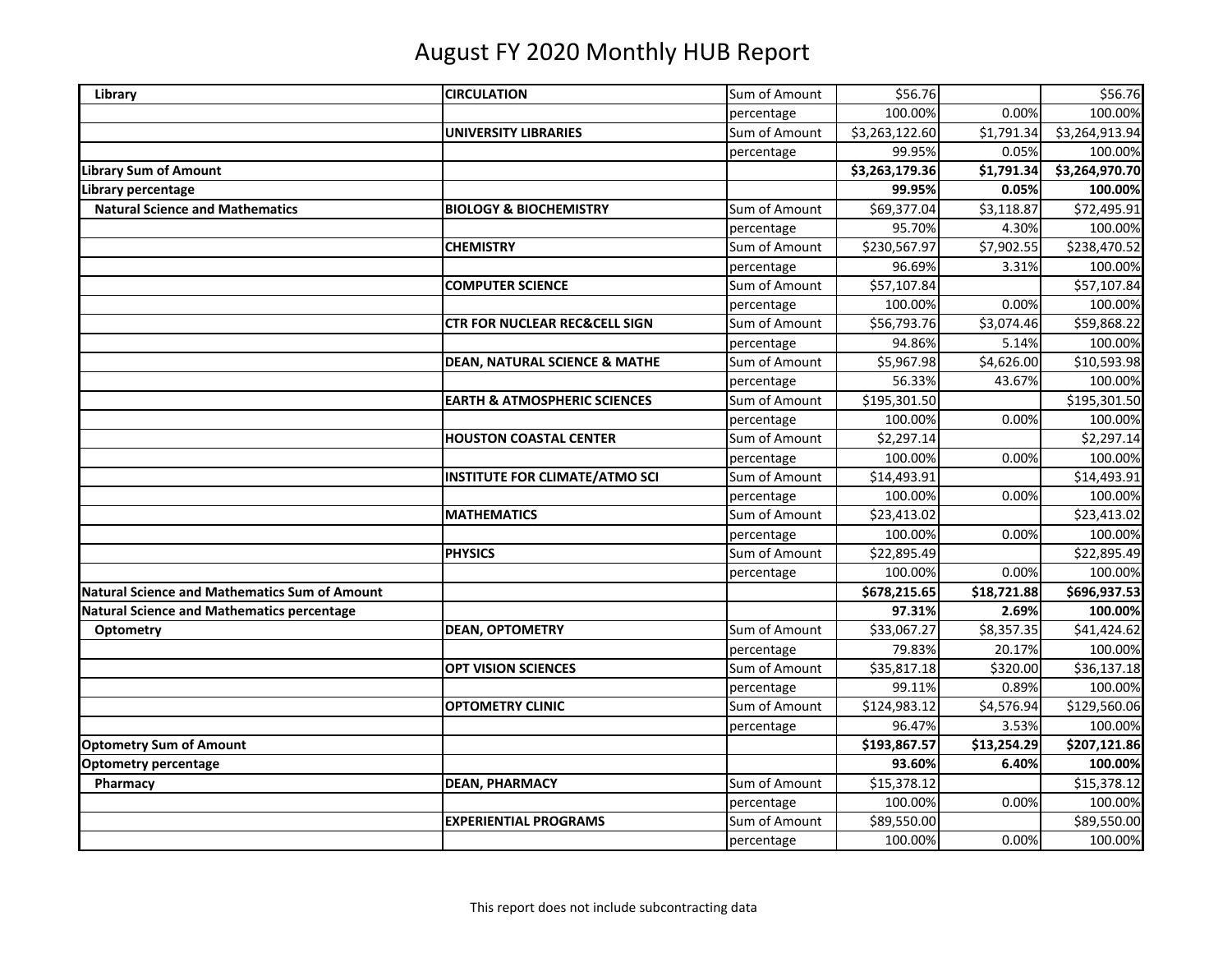# August FY 2020 Monthly HUB Report

| | | | | | |
|---|---|---|---|---|---|
| **Library** | **CIRCULATION** | Sum of Amount | $56.76 | | $56.76 |
| | | percentage | 100.00% | 0.00% | 100.00% |
| | **UNIVERSITY LIBRARIES** | Sum of Amount | $3,263,122.60 | $1,791.34 | $3,264,913.94 |
| | | percentage | 99.95% | 0.05% | 100.00% |
| **Library Sum of Amount** | | | **$3,263,179.36** | **$1,791.34** | **$3,264,970.70** |
| **Library percentage** | | | **99.95%** | **0.05%** | **100.00%** |
| **Natural Science and Mathematics** | **BIOLOGY & BIOCHEMISTRY** | Sum of Amount | $69,377.04 | $3,118.87 | $72,495.91 |
| | | percentage | 95.70% | 4.30% | 100.00% |
| | **CHEMISTRY** | Sum of Amount | $230,567.97 | $7,902.55 | $238,470.52 |
| | | percentage | 96.69% | 3.31% | 100.00% |
| | **COMPUTER SCIENCE** | Sum of Amount | $57,107.84 | | $57,107.84 |
| | | percentage | 100.00% | 0.00% | 100.00% |
| | **CTR FOR NUCLEAR REC&CELL SIGN** | Sum of Amount | $56,793.76 | $3,074.46 | $59,868.22 |
| | | percentage | 94.86% | 5.14% | 100.00% |
| | **DEAN, NATURAL SCIENCE & MATHE** | Sum of Amount | $5,967.98 | $4,626.00 | $10,593.98 |
| | | percentage | 56.33% | 43.67% | 100.00% |
| | **EARTH & ATMOSPHERIC SCIENCES** | Sum of Amount | $195,301.50 | | $195,301.50 |
| | | percentage | 100.00% | 0.00% | 100.00% |
| | **HOUSTON COASTAL CENTER** | Sum of Amount | $2,297.14 | | $2,297.14 |
| | | percentage | 100.00% | 0.00% | 100.00% |
| | **INSTITUTE FOR CLIMATE/ATMO SCI** | Sum of Amount | $14,493.91 | | $14,493.91 |
| | | percentage | 100.00% | 0.00% | 100.00% |
| | **MATHEMATICS** | Sum of Amount | $23,413.02 | | $23,413.02 |
| | | percentage | 100.00% | 0.00% | 100.00% |
| | **PHYSICS** | Sum of Amount | $22,895.49 | | $22,895.49 |
| | | percentage | 100.00% | 0.00% | 100.00% |
| **Natural Science and Mathematics Sum of Amount** | | | **$678,215.65** | **$18,721.88** | **$696,937.53** |
| **Natural Science and Mathematics percentage** | | | **97.31%** | **2.69%** | **100.00%** |
| **Optometry** | **DEAN, OPTOMETRY** | Sum of Amount | $33,067.27 | $8,357.35 | $41,424.62 |
| | | percentage | 79.83% | 20.17% | 100.00% |
| | **OPT VISION SCIENCES** | Sum of Amount | $35,817.18 | $320.00 | $36,137.18 |
| | | percentage | 99.11% | 0.89% | 100.00% |
| | **OPTOMETRY CLINIC** | Sum of Amount | $124,983.12 | $4,576.94 | $129,560.06 |
| | | percentage | 96.47% | 3.53% | 100.00% |
| **Optometry Sum of Amount** | | | **$193,867.57** | **$13,254.29** | **$207,121.86** |
| **Optometry percentage** | | | **93.60%** | **6.40%** | **100.00%** |
| **Pharmacy** | **DEAN, PHARMACY** | Sum of Amount | $15,378.12 | | $15,378.12 |
| | | percentage | 100.00% | 0.00% | 100.00% |
| | **EXPERIENTIAL PROGRAMS** | Sum of Amount | $89,550.00 | | $89,550.00 |
| | | percentage | 100.00% | 0.00% | 100.00% |

This report does not include subcontracting data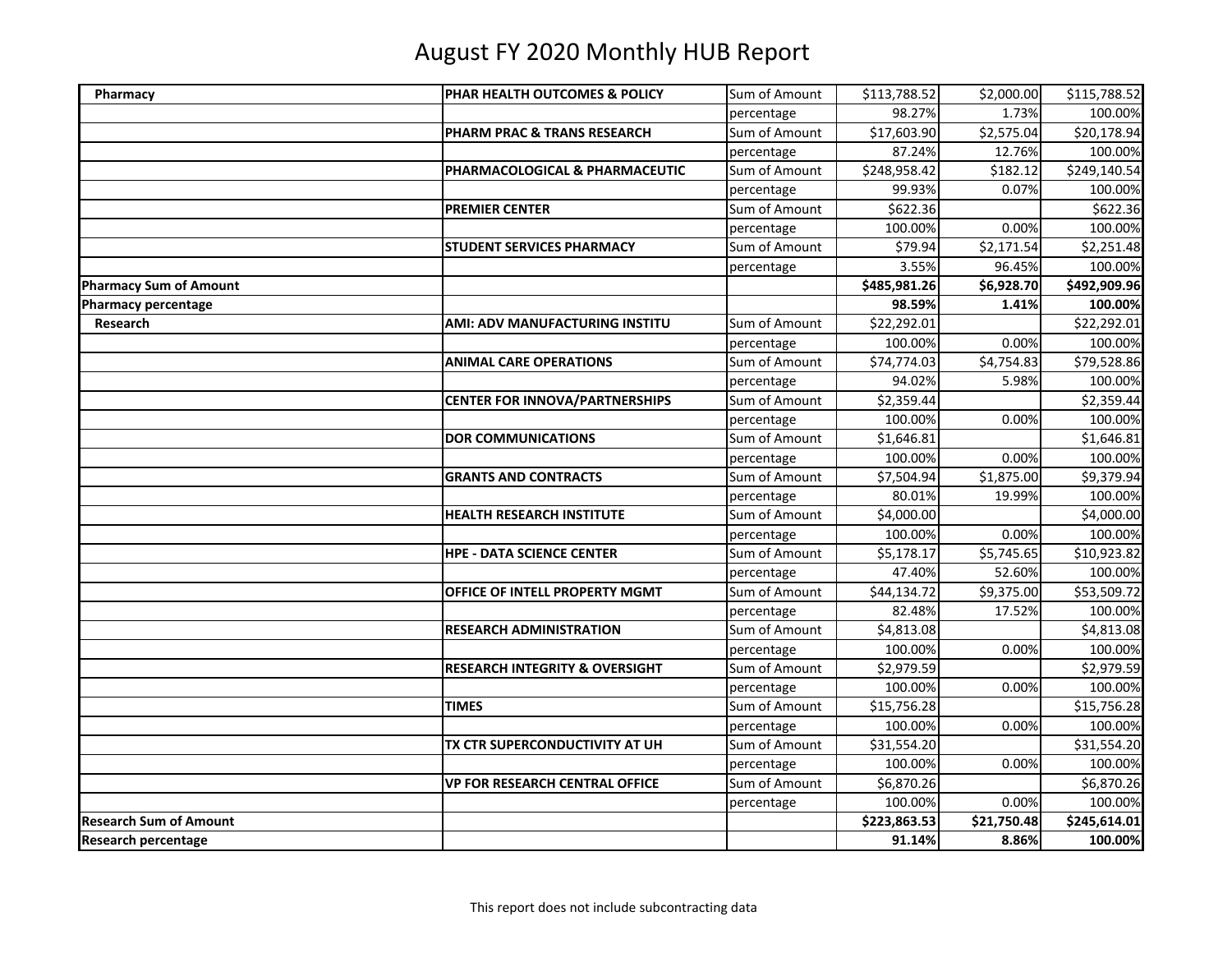# August FY 2020 Monthly HUB Report

| | | | | | |
|---|---|---|---|---|---|
| **Pharmacy** | **PHAR HEALTH OUTCOMES & POLICY** | Sum of Amount | $113,788.52 | $2,000.00 | $115,788.52 |
| | | percentage | 98.27% | 1.73% | 100.00% |
| | **PHARM PRAC & TRANS RESEARCH** | Sum of Amount | $17,603.90 | $2,575.04 | $20,178.94 |
| | | percentage | 87.24% | 12.76% | 100.00% |
| | **PHARMACOLOGICAL & PHARMACEUTIC** | Sum of Amount | $248,958.42 | $182.12 | $249,140.54 |
| | | percentage | 99.93% | 0.07% | 100.00% |
| | **PREMIER CENTER** | Sum of Amount | $622.36 | | $622.36 |
| | | percentage | 100.00% | 0.00% | 100.00% |
| | **STUDENT SERVICES PHARMACY** | Sum of Amount | $79.94 | $2,171.54 | $2,251.48 |
| | | percentage | 3.55% | 96.45% | 100.00% |
| **Pharmacy Sum of Amount** | | | **$485,981.26** | **$6,928.70** | **$492,909.96** |
| **Pharmacy percentage** | | | **98.59%** | **1.41%** | **100.00%** |
| **Research** | **AMI: ADV MANUFACTURING INSTITU** | Sum of Amount | $22,292.01 | | $22,292.01 |
| | | percentage | 100.00% | 0.00% | 100.00% |
| | **ANIMAL CARE OPERATIONS** | Sum of Amount | $74,774.03 | $4,754.83 | $79,528.86 |
| | | percentage | 94.02% | 5.98% | 100.00% |
| | **CENTER FOR INNOVA/PARTNERSHIPS** | Sum of Amount | $2,359.44 | | $2,359.44 |
| | | percentage | 100.00% | 0.00% | 100.00% |
| | **DOR COMMUNICATIONS** | Sum of Amount | $1,646.81 | | $1,646.81 |
| | | percentage | 100.00% | 0.00% | 100.00% |
| | **GRANTS AND CONTRACTS** | Sum of Amount | $7,504.94 | $1,875.00 | $9,379.94 |
| | | percentage | 80.01% | 19.99% | 100.00% |
| | **HEALTH RESEARCH INSTITUTE** | Sum of Amount | $4,000.00 | | $4,000.00 |
| | | percentage | 100.00% | 0.00% | 100.00% |
| | **HPE - DATA SCIENCE CENTER** | Sum of Amount | $5,178.17 | $5,745.65 | $10,923.82 |
| | | percentage | 47.40% | 52.60% | 100.00% |
| | **OFFICE OF INTELL PROPERTY MGMT** | Sum of Amount | $44,134.72 | $9,375.00 | $53,509.72 |
| | | percentage | 82.48% | 17.52% | 100.00% |
| | **RESEARCH ADMINISTRATION** | Sum of Amount | $4,813.08 | | $4,813.08 |
| | | percentage | 100.00% | 0.00% | 100.00% |
| | **RESEARCH INTEGRITY & OVERSIGHT** | Sum of Amount | $2,979.59 | | $2,979.59 |
| | | percentage | 100.00% | 0.00% | 100.00% |
| | **TIMES** | Sum of Amount | $15,756.28 | | $15,756.28 |
| | | percentage | 100.00% | 0.00% | 100.00% |
| | **TX CTR SUPERCONDUCTIVITY AT UH** | Sum of Amount | $31,554.20 | | $31,554.20 |
| | | percentage | 100.00% | 0.00% | 100.00% |
| | **VP FOR RESEARCH CENTRAL OFFICE** | Sum of Amount | $6,870.26 | | $6,870.26 |
| | | percentage | 100.00% | 0.00% | 100.00% |
| **Research Sum of Amount** | | | **$223,863.53** | **$21,750.48** | **$245,614.01** |
| **Research percentage** | | | **91.14%** | **8.86%** | **100.00%** |

This report does not include subcontracting data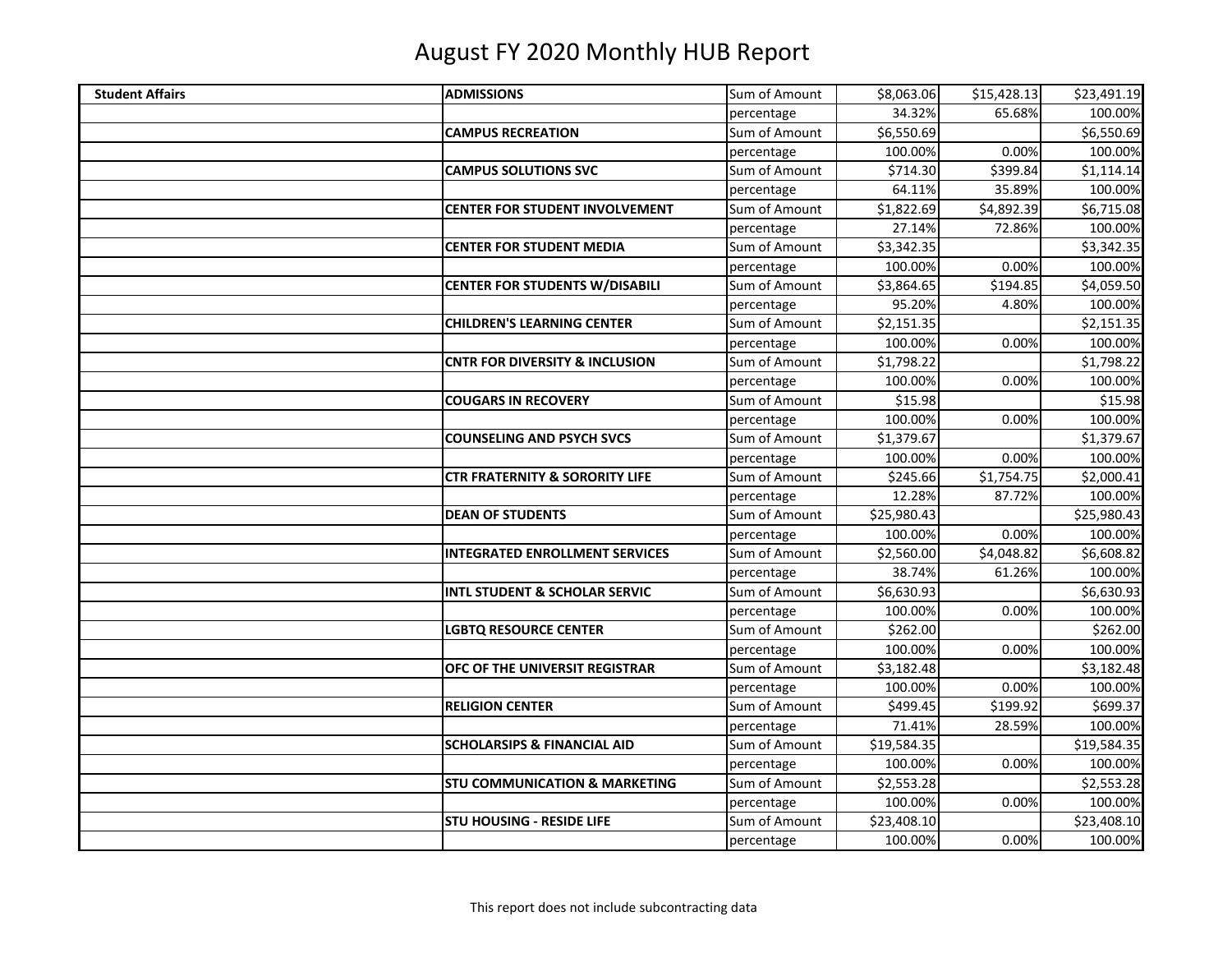# August FY 2020 Monthly HUB Report

| | | | | | |
|---|---|---|---|---|---|
| **Student Affairs** | **ADMISSIONS** | Sum of Amount | $8,063.06 | $15,428.13 | $23,491.19 |
| | | percentage | 34.32% | 65.68% | 100.00% |
| | **CAMPUS RECREATION** | Sum of Amount | $6,550.69 | | $6,550.69 |
| | | percentage | 100.00% | 0.00% | 100.00% |
| | **CAMPUS SOLUTIONS SVC** | Sum of Amount | $714.30 | $399.84 | $1,114.14 |
| | | percentage | 64.11% | 35.89% | 100.00% |
| | **CENTER FOR STUDENT INVOLVEMENT** | Sum of Amount | $1,822.69 | $4,892.39 | $6,715.08 |
| | | percentage | 27.14% | 72.86% | 100.00% |
| | **CENTER FOR STUDENT MEDIA** | Sum of Amount | $3,342.35 | | $3,342.35 |
| | | percentage | 100.00% | 0.00% | 100.00% |
| | **CENTER FOR STUDENTS W/DISABILI** | Sum of Amount | $3,864.65 | $194.85 | $4,059.50 |
| | | percentage | 95.20% | 4.80% | 100.00% |
| | **CHILDREN'S LEARNING CENTER** | Sum of Amount | $2,151.35 | | $2,151.35 |
| | | percentage | 100.00% | 0.00% | 100.00% |
| | **CNTR FOR DIVERSITY & INCLUSION** | Sum of Amount | $1,798.22 | | $1,798.22 |
| | | percentage | 100.00% | 0.00% | 100.00% |
| | **COUGARS IN RECOVERY** | Sum of Amount | $15.98 | | $15.98 |
| | | percentage | 100.00% | 0.00% | 100.00% |
| | **COUNSELING AND PSYCH SVCS** | Sum of Amount | $1,379.67 | | $1,379.67 |
| | | percentage | 100.00% | 0.00% | 100.00% |
| | **CTR FRATERNITY & SORORITY LIFE** | Sum of Amount | $245.66 | $1,754.75 | $2,000.41 |
| | | percentage | 12.28% | 87.72% | 100.00% |
| | **DEAN OF STUDENTS** | Sum of Amount | $25,980.43 | | $25,980.43 |
| | | percentage | 100.00% | 0.00% | 100.00% |
| | **INTEGRATED ENROLLMENT SERVICES** | Sum of Amount | $2,560.00 | $4,048.82 | $6,608.82 |
| | | percentage | 38.74% | 61.26% | 100.00% |
| | **INTL STUDENT & SCHOLAR SERVIC** | Sum of Amount | $6,630.93 | | $6,630.93 |
| | | percentage | 100.00% | 0.00% | 100.00% |
| | **LGBTQ RESOURCE CENTER** | Sum of Amount | $262.00 | | $262.00 |
| | | percentage | 100.00% | 0.00% | 100.00% |
| | **OFC OF THE UNIVERSIT REGISTRAR** | Sum of Amount | $3,182.48 | | $3,182.48 |
| | | percentage | 100.00% | 0.00% | 100.00% |
| | **RELIGION CENTER** | Sum of Amount | $499.45 | $199.92 | $699.37 |
| | | percentage | 71.41% | 28.59% | 100.00% |
| | **SCHOLARSIPS & FINANCIAL AID** | Sum of Amount | $19,584.35 | | $19,584.35 |
| | | percentage | 100.00% | 0.00% | 100.00% |
| | **STU COMMUNICATION & MARKETING** | Sum of Amount | $2,553.28 | | $2,553.28 |
| | | percentage | 100.00% | 0.00% | 100.00% |
| | **STU HOUSING - RESIDE LIFE** | Sum of Amount | $23,408.10 | | $23,408.10 |
| | | percentage | 100.00% | 0.00% | 100.00% |

This report does not include subcontracting data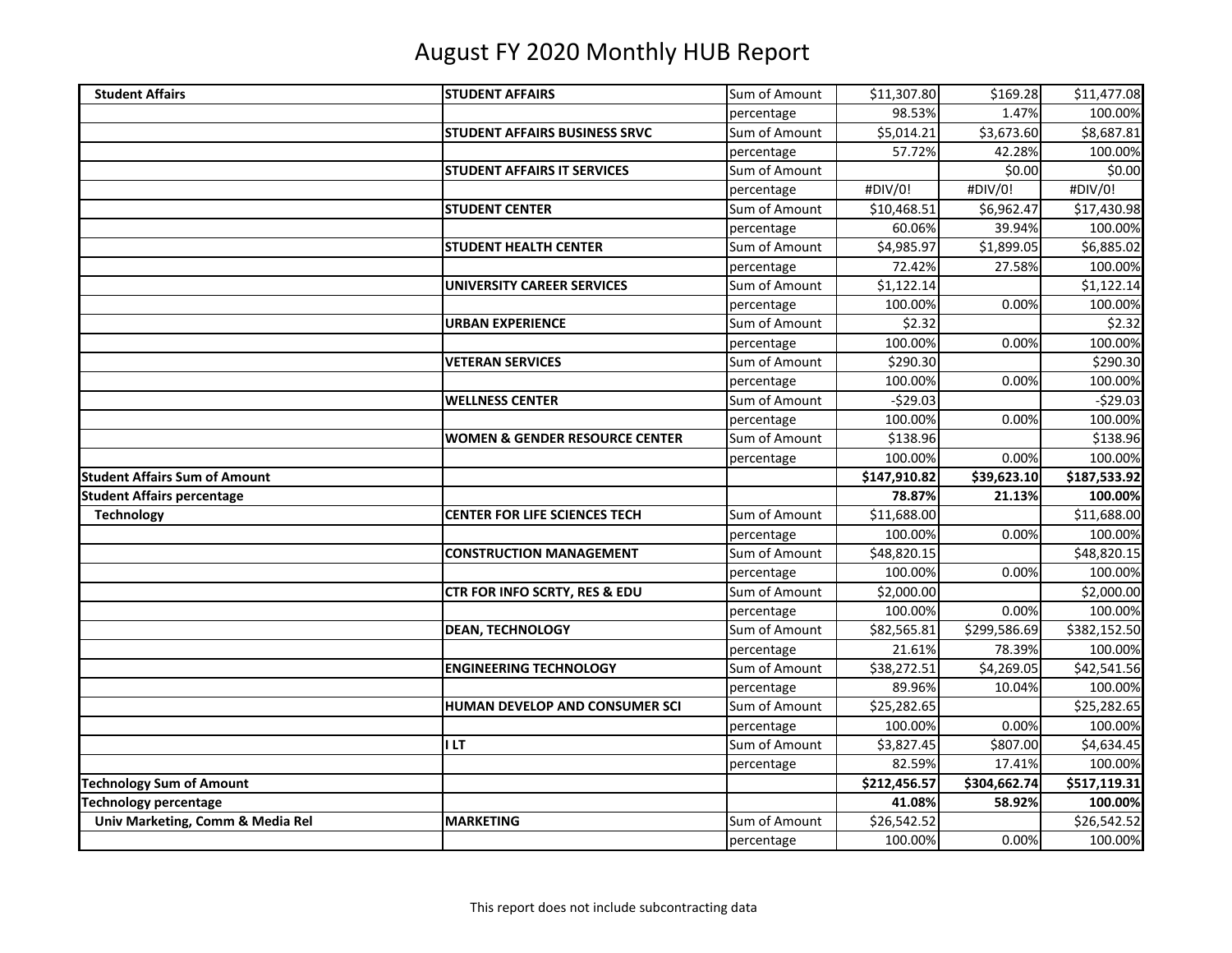# August FY 2020 Monthly HUB Report

| | | | | | |
|---|---|---|---|---|---|
| **Student Affairs** | **STUDENT AFFAIRS** | Sum of Amount | $11,307.80 | $169.28 | $11,477.08 |
| | | percentage | 98.53% | 1.47% | 100.00% |
| | **STUDENT AFFAIRS BUSINESS SRVC** | Sum of Amount | $5,014.21 | $3,673.60 | $8,687.81 |
| | | percentage | 57.72% | 42.28% | 100.00% |
| | **STUDENT AFFAIRS IT SERVICES** | Sum of Amount | | $0.00 | $0.00 |
| | | percentage | #DIV/0! | #DIV/0! | #DIV/0! |
| | **STUDENT CENTER** | Sum of Amount | $10,468.51 | $6,962.47 | $17,430.98 |
| | | percentage | 60.06% | 39.94% | 100.00% |
| | **STUDENT HEALTH CENTER** | Sum of Amount | $4,985.97 | $1,899.05 | $6,885.02 |
| | | percentage | 72.42% | 27.58% | 100.00% |
| | **UNIVERSITY CAREER SERVICES** | Sum of Amount | $1,122.14 | | $1,122.14 |
| | | percentage | 100.00% | 0.00% | 100.00% |
| | **URBAN EXPERIENCE** | Sum of Amount | $2.32 | | $2.32 |
| | | percentage | 100.00% | 0.00% | 100.00% |
| | **VETERAN SERVICES** | Sum of Amount | $290.30 | | $290.30 |
| | | percentage | 100.00% | 0.00% | 100.00% |
| | **WELLNESS CENTER** | Sum of Amount | -$29.03 | | -$29.03 |
| | | percentage | 100.00% | 0.00% | 100.00% |
| | **WOMEN & GENDER RESOURCE CENTER** | Sum of Amount | $138.96 | | $138.96 |
| | | percentage | 100.00% | 0.00% | 100.00% |
| **Student Affairs Sum of Amount** | | | **$147,910.82** | **$39,623.10** | **$187,533.92** |
| **Student Affairs percentage** | | | **78.87%** | **21.13%** | **100.00%** |
| **Technology** | **CENTER FOR LIFE SCIENCES TECH** | Sum of Amount | $11,688.00 | | $11,688.00 |
| | | percentage | 100.00% | 0.00% | 100.00% |
| | **CONSTRUCTION MANAGEMENT** | Sum of Amount | $48,820.15 | | $48,820.15 |
| | | percentage | 100.00% | 0.00% | 100.00% |
| | **CTR FOR INFO SCRTY, RES & EDU** | Sum of Amount | $2,000.00 | | $2,000.00 |
| | | percentage | 100.00% | 0.00% | 100.00% |
| | **DEAN, TECHNOLOGY** | Sum of Amount | $82,565.81 | $299,586.69 | $382,152.50 |
| | | percentage | 21.61% | 78.39% | 100.00% |
| | **ENGINEERING TECHNOLOGY** | Sum of Amount | $38,272.51 | $4,269.05 | $42,541.56 |
| | | percentage | 89.96% | 10.04% | 100.00% |
| | **HUMAN DEVELOP AND CONSUMER SCI** | Sum of Amount | $25,282.65 | | $25,282.65 |
| | | percentage | 100.00% | 0.00% | 100.00% |
| | **I LT** | Sum of Amount | $3,827.45 | $807.00 | $4,634.45 |
| | | percentage | 82.59% | 17.41% | 100.00% |
| **Technology Sum of Amount** | | | **$212,456.57** | **$304,662.74** | **$517,119.31** |
| **Technology percentage** | | | **41.08%** | **58.92%** | **100.00%** |
| **Univ Marketing, Comm & Media Rel** | **MARKETING** | Sum of Amount | $26,542.52 | | $26,542.52 |
| | | percentage | 100.00% | 0.00% | 100.00% |

This report does not include subcontracting data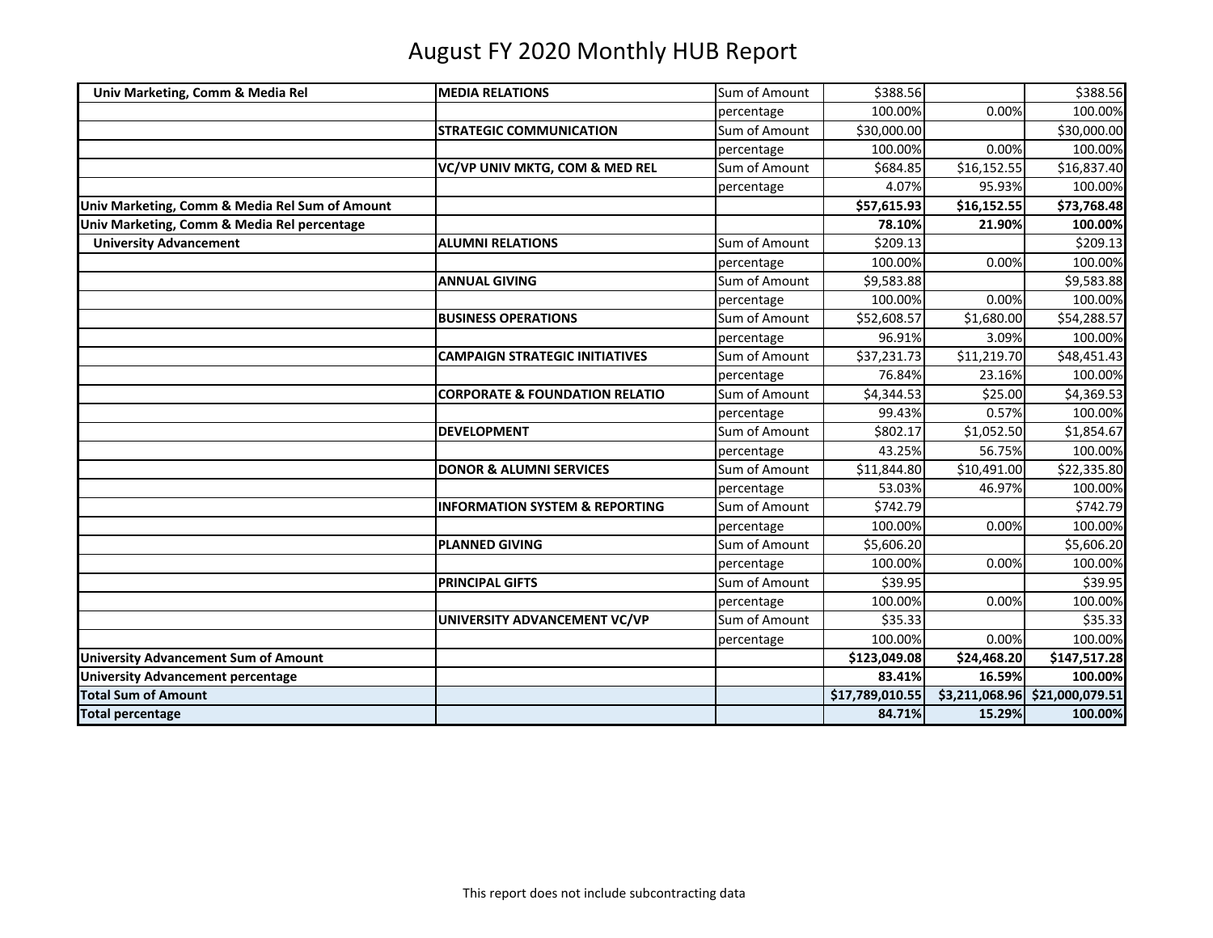# August FY 2020 Monthly HUB Report

| | | | | | |
|---|---|---|---|---|---|
| **Univ Marketing, Comm & Media Rel** | **MEDIA RELATIONS** | Sum of Amount | $388.56 | | $388.56 |
| | | percentage | 100.00% | 0.00% | 100.00% |
| | **STRATEGIC COMMUNICATION** | Sum of Amount | $30,000.00 | | $30,000.00 |
| | | percentage | 100.00% | 0.00% | 100.00% |
| | **VC/VP UNIV MKTG, COM & MED REL** | Sum of Amount | $684.85 | $16,152.55 | $16,837.40 |
| | | percentage | 4.07% | 95.93% | 100.00% |
| **Univ Marketing, Comm & Media Rel Sum of Amount** | | | **$57,615.93** | **$16,152.55** | **$73,768.48** |
| **Univ Marketing, Comm & Media Rel percentage** | | | **78.10%** | **21.90%** | **100.00%** |
| **University Advancement** | **ALUMNI RELATIONS** | Sum of Amount | $209.13 | | $209.13 |
| | | percentage | 100.00% | 0.00% | 100.00% |
| | **ANNUAL GIVING** | Sum of Amount | $9,583.88 | | $9,583.88 |
| | | percentage | 100.00% | 0.00% | 100.00% |
| | **BUSINESS OPERATIONS** | Sum of Amount | $52,608.57 | $1,680.00 | $54,288.57 |
| | | percentage | 96.91% | 3.09% | 100.00% |
| | **CAMPAIGN STRATEGIC INITIATIVES** | Sum of Amount | $37,231.73 | $11,219.70 | $48,451.43 |
| | | percentage | 76.84% | 23.16% | 100.00% |
| | **CORPORATE & FOUNDATION RELATIO** | Sum of Amount | $4,344.53 | $25.00 | $4,369.53 |
| | | percentage | 99.43% | 0.57% | 100.00% |
| | **DEVELOPMENT** | Sum of Amount | $802.17 | $1,052.50 | $1,854.67 |
| | | percentage | 43.25% | 56.75% | 100.00% |
| | **DONOR & ALUMNI SERVICES** | Sum of Amount | $11,844.80 | $10,491.00 | $22,335.80 |
| | | percentage | 53.03% | 46.97% | 100.00% |
| | **INFORMATION SYSTEM & REPORTING** | Sum of Amount | $742.79 | | $742.79 |
| | | percentage | 100.00% | 0.00% | 100.00% |
| | **PLANNED GIVING** | Sum of Amount | $5,606.20 | | $5,606.20 |
| | | percentage | 100.00% | 0.00% | 100.00% |
| | **PRINCIPAL GIFTS** | Sum of Amount | $39.95 | | $39.95 |
| | | percentage | 100.00% | 0.00% | 100.00% |
| | **UNIVERSITY ADVANCEMENT VC/VP** | Sum of Amount | $35.33 | | $35.33 |
| | | percentage | 100.00% | 0.00% | 100.00% |
| **University Advancement Sum of Amount** | | | **$123,049.08** | **$24,468.20** | **$147,517.28** |
| **University Advancement percentage** | | | **83.41%** | **16.59%** | **100.00%** |
| **Total Sum of Amount** | | | **$17,789,010.55** | **$3,211,068.96** | **$21,000,079.51** |
| **Total percentage** | | | **84.71%** | **15.29%** | **100.00%** |

This report does not include subcontracting data